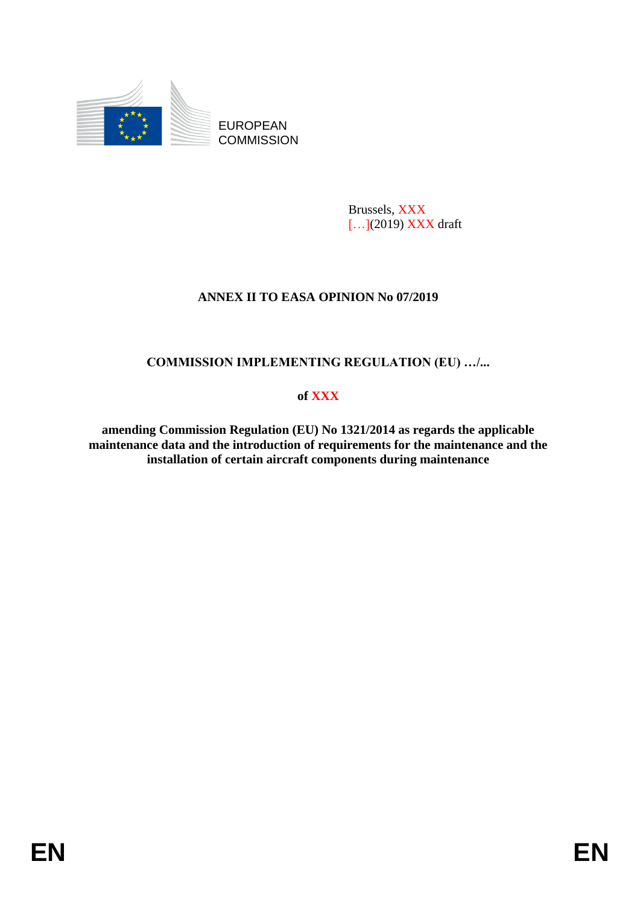EUROPEAN COMMISSION

Brussels, XXX
[…](2019) XXX draft

**ANNEX II TO EASA OPINION No 07/2019**

**COMMISSION IMPLEMENTING REGULATION (EU) …/...**

**of XXX**

**amending Commission Regulation (EU) No 1321/2014 as regards the applicable maintenance data and the introduction of requirements for the maintenance and the installation of certain aircraft components during maintenance**

EN EN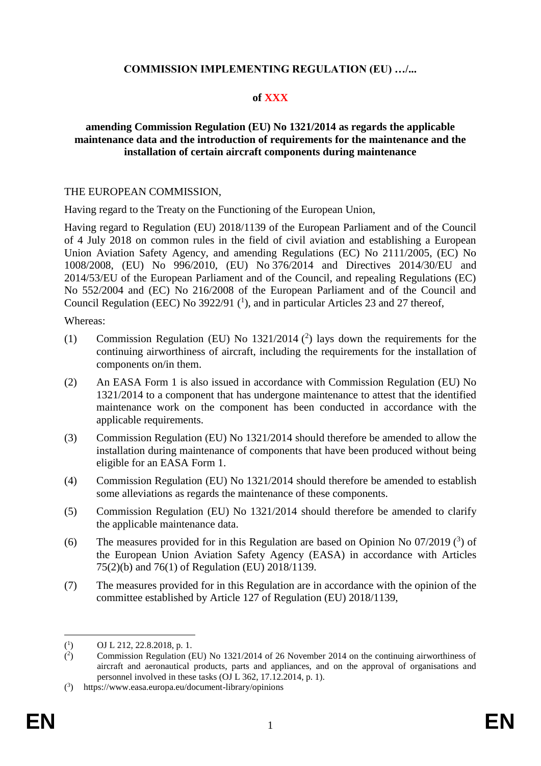**COMMISSION IMPLEMENTING REGULATION (EU) …/...**

**of XXX**

**amending Commission Regulation (EU) No 1321/2014 as regards the applicable maintenance data and the introduction of requirements for the maintenance and the installation of certain aircraft components during maintenance**

THE EUROPEAN COMMISSION,

Having regard to the Treaty on the Functioning of the European Union,

Having regard to Regulation (EU) 2018/1139 of the European Parliament and of the Council of 4 July 2018 on common rules in the field of civil aviation and establishing a European Union Aviation Safety Agency, and amending Regulations (EC) No 2111/2005, (EC) No 1008/2008, (EU) No 996/2010, (EU) No 376/2014 and Directives 2014/30/EU and 2014/53/EU of the European Parliament and of the Council, and repealing Regulations (EC) No 552/2004 and (EC) No 216/2008 of the European Parliament and of the Council and Council Regulation (EEC) No 3922/91 ([1]), and in particular Articles 23 and 27 thereof,

Whereas:

(1) Commission Regulation (EU) No 1321/2014 ([2]) lays down the requirements for the continuing airworthiness of aircraft, including the requirements for the installation of components on/in them.

(2) An EASA Form 1 is also issued in accordance with Commission Regulation (EU) No 1321/2014 to a component that has undergone maintenance to attest that the identified maintenance work on the component has been conducted in accordance with the applicable requirements.

(3) Commission Regulation (EU) No 1321/2014 should therefore be amended to allow the installation during maintenance of components that have been produced without being eligible for an EASA Form 1.

(4) Commission Regulation (EU) No 1321/2014 should therefore be amended to establish some alleviations as regards the maintenance of these components.

(5) Commission Regulation (EU) No 1321/2014 should therefore be amended to clarify the applicable maintenance data.

(6) The measures provided for in this Regulation are based on Opinion No 07/2019 ([3]) of the European Union Aviation Safety Agency (EASA) in accordance with Articles 75(2)(b) and 76(1) of Regulation (EU) 2018/1139.

(7) The measures provided for in this Regulation are in accordance with the opinion of the committee established by Article 127 of Regulation (EU) 2018/1139,

---

([1]) OJ L 212, 22.8.2018, p. 1.

([2]) Commission Regulation (EU) No 1321/2014 of 26 November 2014 on the continuing airworthiness of aircraft and aeronautical products, parts and appliances, and on the approval of organisations and personnel involved in these tasks (OJ L 362, 17.12.2014, p. 1).

([3]) https://www.easa.europa.eu/document-library/opinions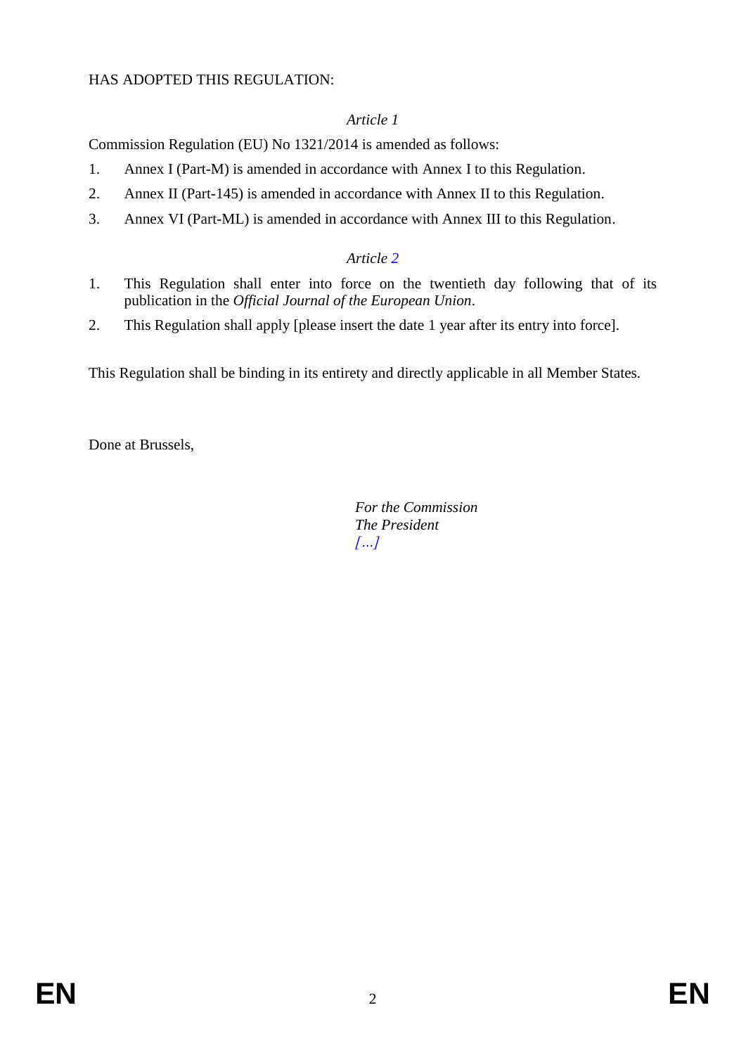HAS ADOPTED THIS REGULATION:

*Article 1*

Commission Regulation (EU) No 1321/2014 is amended as follows:

1. Annex I (Part-M) is amended in accordance with Annex I to this Regulation.
2. Annex II (Part-145) is amended in accordance with Annex II to this Regulation.
3. Annex VI (Part-ML) is amended in accordance with Annex III to this Regulation.

*Article 2*

1. This Regulation shall enter into force on the twentieth day following that of its publication in the *Official Journal of the European Union*.
2. This Regulation shall apply [please insert the date 1 year after its entry into force].

This Regulation shall be binding in its entirety and directly applicable in all Member States.

Done at Brussels,

*For the Commission*
*The President*
*[…]*